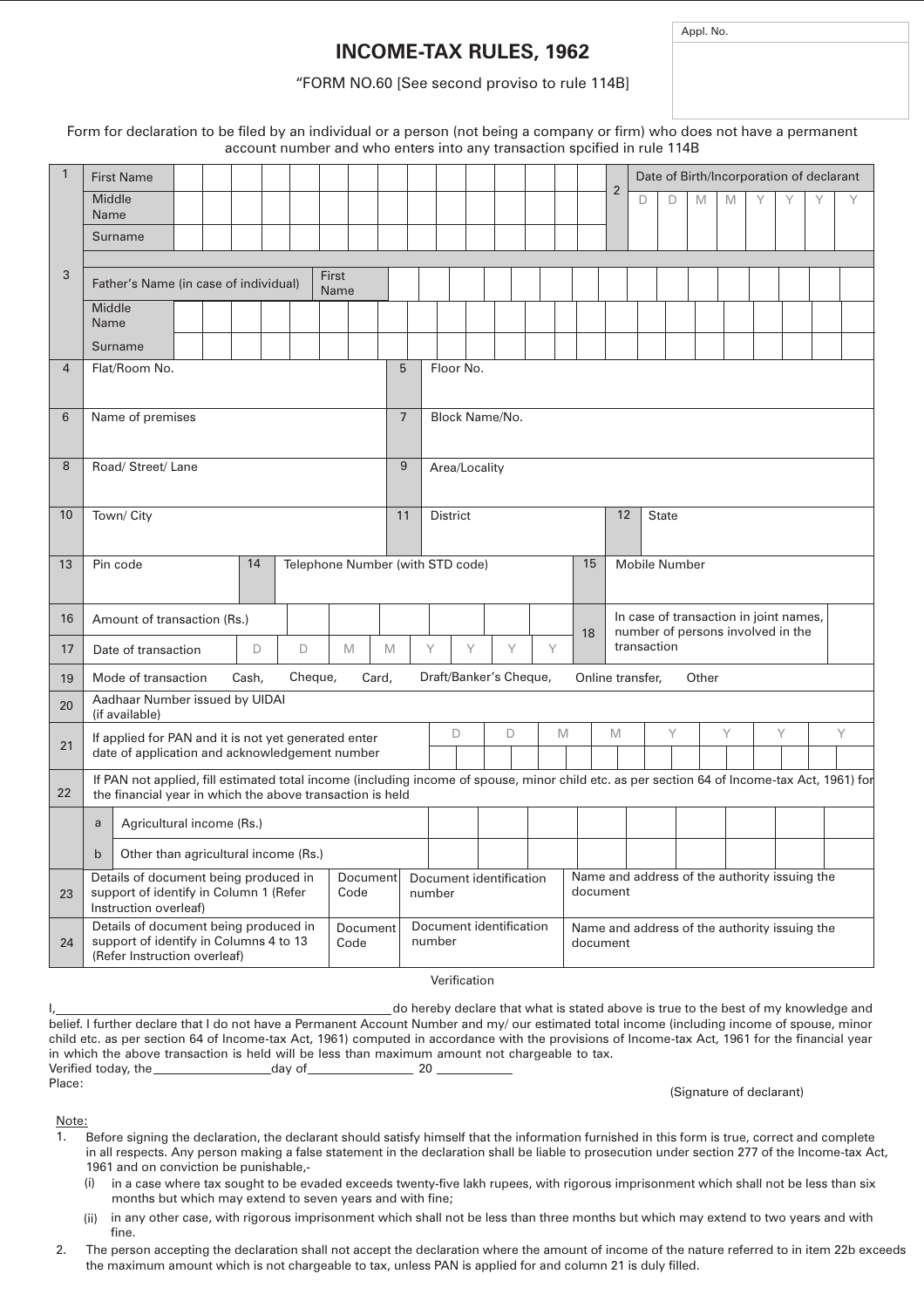# INCOME-TAX RULES, 1962

"FORM NO.60 [See second proviso to rule 114B]

Appl. No.

Form for declaration to be filed by an individual or a person (not being a company or firm) who does not have a permanent account number and who enters into any transaction spcified in rule 114B

| No. | Field | No. | Field |
|---|---|---|---|
| 1 | First Name / Middle Name / Surname | 2 | Date of Birth/Incorporation of declarant (D D M M Y Y Y Y) |
| 3 | Father's Name (in case of individual): First Name / Middle Name / Surname | | |
| 4 | Flat/Room No. | 5 | Floor No. |
| 6 | Name of premises | 7 | Block Name/No. |
| 8 | Road/ Street/ Lane | 9 | Area/Locality |
| 10 | Town/ City | 11 | District |
| 12 | State | | |
| 13 | Pin code | 14 | Telephone Number (with STD code) |
| 15 | Mobile Number | | |
| 16 | Amount of transaction (Rs.) | 18 | In case of transaction in joint names, number of persons involved in the transaction |
| 17 | Date of transaction (D D M M Y Y Y Y) | | |
| 19 | Mode of transaction: Cash, Cheque, Card, Draft/Banker's Cheque, Online transfer, Other | | |
| 20 | Aadhaar Number issued by UIDAI (if available) | | |
| 21 | If applied for PAN and it is not yet generated enter date of application and acknowledgement number (D D M M Y Y Y Y) | | |
| 22 | If PAN not applied, fill estimated total income (including income of spouse, minor child etc. as per section 64 of Income-tax Act, 1961) for the financial year in which the above transaction is held | | |
| | a. Agricultural income (Rs.) | | |
| | b. Other than agricultural income (Rs.) | | |

| No. | Details | Document Code | Document identification number | Name and address of the authority issuing the document |
|---|---|---|---|---|
| 23 | Details of document being produced in support of identify in Column 1 (Refer Instruction overleaf) | | | |
| 24 | Details of document being produced in support of identify in Columns 4 to 13 (Refer Instruction overleaf) | | | |

Verification

I, ______________________ do hereby declare that what is stated above is true to the best of my knowledge and belief. I further declare that I do not have a Permanent Account Number and my/ our estimated total income (including income of spouse, minor child etc. as per section 64 of Income-tax Act, 1961) computed in accordance with the provisions of Income-tax Act, 1961 for the financial year in which the above transaction is held will be less than maximum amount not chargeable to tax.

Verified today, the __________ day of __________ 20 ______

Place:

(Signature of declarant)

Note:

1. Before signing the declaration, the declarant should satisfy himself that the information furnished in this form is true, correct and complete in all respects. Any person making a false statement in the declaration shall be liable to prosecution under section 277 of the Income-tax Act, 1961 and on conviction be punishable,-
   - (i) in a case where tax sought to be evaded exceeds twenty-five lakh rupees, with rigorous imprisonment which shall not be less than six months but which may extend to seven years and with fine;
   - (ii) in any other case, with rigorous imprisonment which shall not be less than three months but which may extend to two years and with fine.
2. The person accepting the declaration shall not accept the declaration where the amount of income of the nature referred to in item 22b exceeds the maximum amount which is not chargeable to tax, unless PAN is applied for and column 21 is duly filled.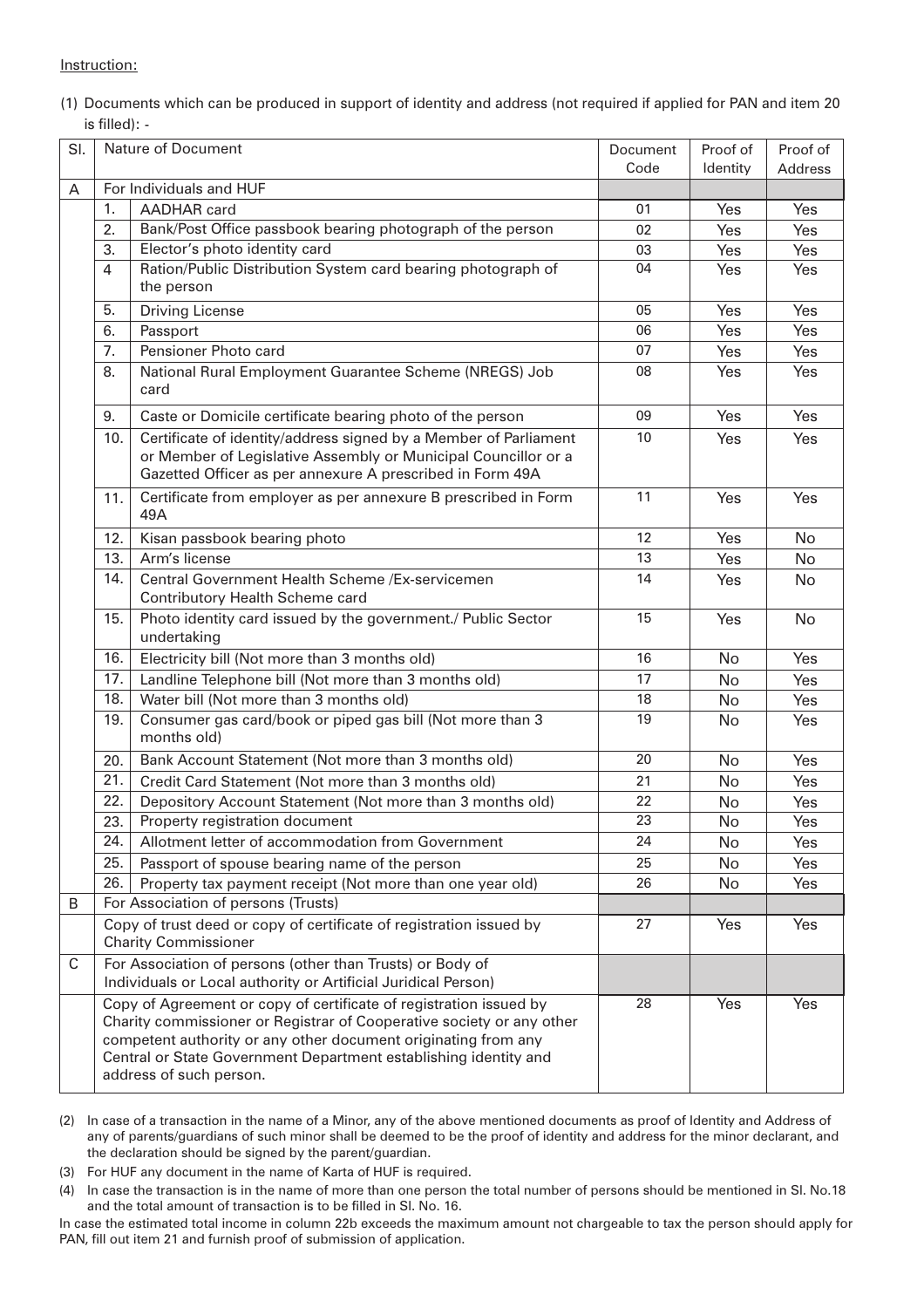Instruction:

(1) Documents which can be produced in support of identity and address (not required if applied for PAN and item 20 is filled): -

| Sl. | | Nature of Document | Document Code | Proof of Identity | Proof of Address |
|---|---|---|---|---|---|
| A | For Individuals and HUF | | | | |
| | 1. | AADHAR card | 01 | Yes | Yes |
| | 2. | Bank/Post Office passbook bearing photograph of the person | 02 | Yes | Yes |
| | 3. | Elector's photo identity card | 03 | Yes | Yes |
| | 4 | Ration/Public Distribution System card bearing photograph of the person | 04 | Yes | Yes |
| | 5. | Driving License | 05 | Yes | Yes |
| | 6. | Passport | 06 | Yes | Yes |
| | 7. | Pensioner Photo card | 07 | Yes | Yes |
| | 8. | National Rural Employment Guarantee Scheme (NREGS) Job card | 08 | Yes | Yes |
| | 9. | Caste or Domicile certificate bearing photo of the person | 09 | Yes | Yes |
| | 10. | Certificate of identity/address signed by a Member of Parliament or Member of Legislative Assembly or Municipal Councillor or a Gazetted Officer as per annexure A prescribed in Form 49A | 10 | Yes | Yes |
| | 11. | Certificate from employer as per annexure B prescribed in Form 49A | 11 | Yes | Yes |
| | 12. | Kisan passbook bearing photo | 12 | Yes | No |
| | 13. | Arm's license | 13 | Yes | No |
| | 14. | Central Government Health Scheme /Ex-servicemen Contributory Health Scheme card | 14 | Yes | No |
| | 15. | Photo identity card issued by the government./ Public Sector undertaking | 15 | Yes | No |
| | 16. | Electricity bill (Not more than 3 months old) | 16 | No | Yes |
| | 17. | Landline Telephone bill (Not more than 3 months old) | 17 | No | Yes |
| | 18. | Water bill (Not more than 3 months old) | 18 | No | Yes |
| | 19. | Consumer gas card/book or piped gas bill (Not more than 3 months old) | 19 | No | Yes |
| | 20. | Bank Account Statement (Not more than 3 months old) | 20 | No | Yes |
| | 21. | Credit Card Statement (Not more than 3 months old) | 21 | No | Yes |
| | 22. | Depository Account Statement (Not more than 3 months old) | 22 | No | Yes |
| | 23. | Property registration document | 23 | No | Yes |
| | 24. | Allotment letter of accommodation from Government | 24 | No | Yes |
| | 25. | Passport of spouse bearing name of the person | 25 | No | Yes |
| | 26. | Property tax payment receipt (Not more than one year old) | 26 | No | Yes |
| B | For Association of persons (Trusts) | | | | |
| | Copy of trust deed or copy of certificate of registration issued by Charity Commissioner | | 27 | Yes | Yes |
| C | For Association of persons (other than Trusts) or Body of Individuals or Local authority or Artificial Juridical Person) | | | | |
| | Copy of Agreement or copy of certificate of registration issued by Charity commissioner or Registrar of Cooperative society or any other competent authority or any other document originating from any Central or State Government Department establishing identity and address of such person. | | 28 | Yes | Yes |

(2) In case of a transaction in the name of a Minor, any of the above mentioned documents as proof of Identity and Address of any of parents/guardians of such minor shall be deemed to be the proof of identity and address for the minor declarant, and the declaration should be signed by the parent/guardian.

(3) For HUF any document in the name of Karta of HUF is required.

(4) In case the transaction is in the name of more than one person the total number of persons should be mentioned in Sl. No.18 and the total amount of transaction is to be filled in Sl. No. 16.

In case the estimated total income in column 22b exceeds the maximum amount not chargeable to tax the person should apply for PAN, fill out item 21 and furnish proof of submission of application.